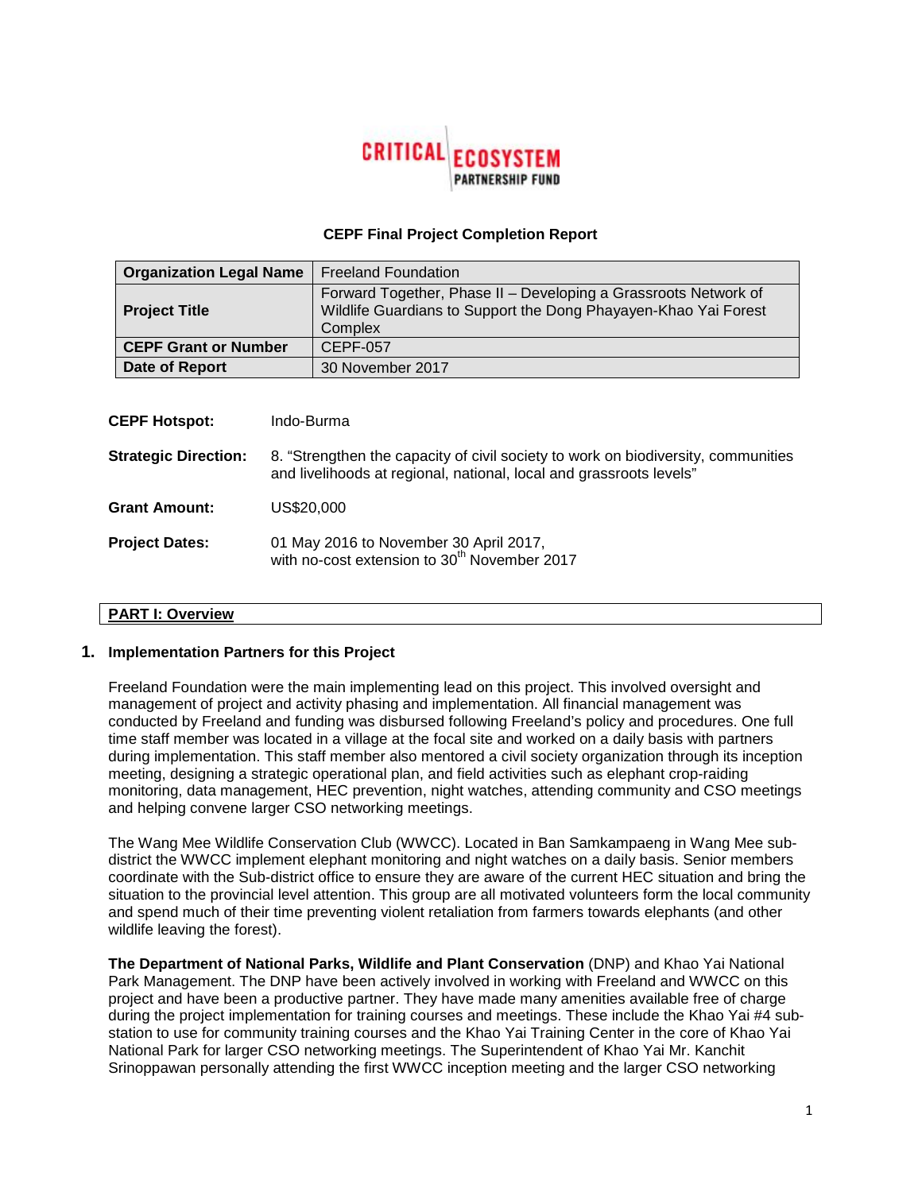CRITICAL ECOSYSTEM PARTNERSHIP FUND

**CEPF Final Project Completion Report**

| **Organization Legal Name** | Freeland Foundation |
|---|---|
| **Project Title** | Forward Together, Phase II – Developing a Grassroots Network of Wildlife Guardians to Support the Dong Phayayen-Khao Yai Forest Complex |
| **CEPF Grant or Number** | CEPF-057 |
| **Date of Report** | 30 November 2017 |

**CEPF Hotspot:** Indo-Burma

**Strategic Direction:** 8. "Strengthen the capacity of civil society to work on biodiversity, communities and livelihoods at regional, national, local and grassroots levels"

**Grant Amount:** US$20,000

**Project Dates:** 01 May 2016 to November 30 April 2017, with no-cost extension to 30th November 2017

## PART I: Overview

### 1. Implementation Partners for this Project

Freeland Foundation were the main implementing lead on this project. This involved oversight and management of project and activity phasing and implementation. All financial management was conducted by Freeland and funding was disbursed following Freeland's policy and procedures. One full time staff member was located in a village at the focal site and worked on a daily basis with partners during implementation. This staff member also mentored a civil society organization through its inception meeting, designing a strategic operational plan, and field activities such as elephant crop-raiding monitoring, data management, HEC prevention, night watches, attending community and CSO meetings and helping convene larger CSO networking meetings.

The Wang Mee Wildlife Conservation Club (WWCC). Located in Ban Samkampaeng in Wang Mee sub-district the WWCC implement elephant monitoring and night watches on a daily basis. Senior members coordinate with the Sub-district office to ensure they are aware of the current HEC situation and bring the situation to the provincial level attention. This group are all motivated volunteers form the local community and spend much of their time preventing violent retaliation from farmers towards elephants (and other wildlife leaving the forest).

**The Department of National Parks, Wildlife and Plant Conservation** (DNP) and Khao Yai National Park Management. The DNP have been actively involved in working with Freeland and WWCC on this project and have been a productive partner. They have made many amenities available free of charge during the project implementation for training courses and meetings. These include the Khao Yai #4 sub-station to use for community training courses and the Khao Yai Training Center in the core of Khao Yai National Park for larger CSO networking meetings. The Superintendent of Khao Yai Mr. Kanchit Srinoppawan personally attending the first WWCC inception meeting and the larger CSO networking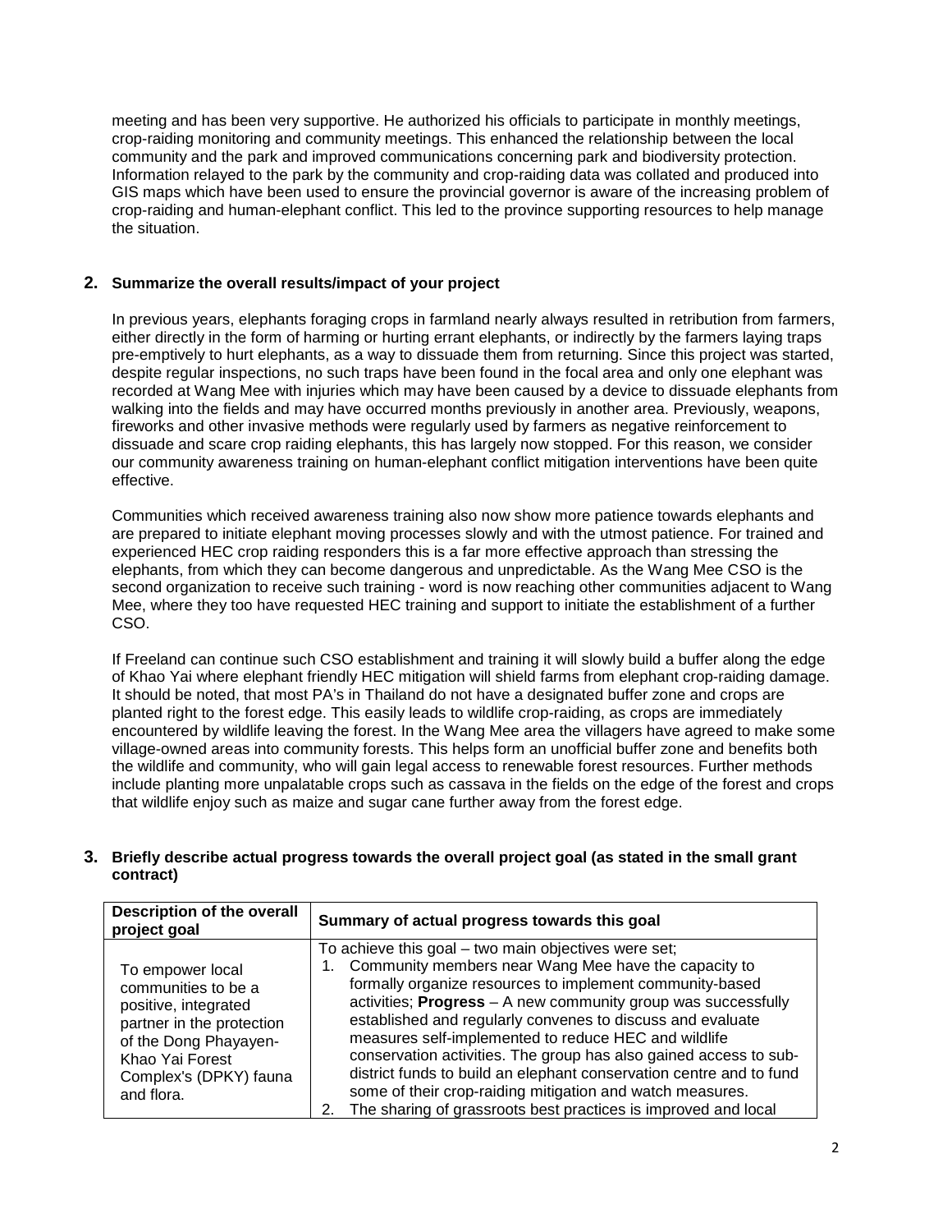meeting and has been very supportive. He authorized his officials to participate in monthly meetings, crop-raiding monitoring and community meetings. This enhanced the relationship between the local community and the park and improved communications concerning park and biodiversity protection. Information relayed to the park by the community and crop-raiding data was collated and produced into GIS maps which have been used to ensure the provincial governor is aware of the increasing problem of crop-raiding and human-elephant conflict. This led to the province supporting resources to help manage the situation.

## 2. Summarize the overall results/impact of your project

In previous years, elephants foraging crops in farmland nearly always resulted in retribution from farmers, either directly in the form of harming or hurting errant elephants, or indirectly by the farmers laying traps pre-emptively to hurt elephants, as a way to dissuade them from returning. Since this project was started, despite regular inspections, no such traps have been found in the focal area and only one elephant was recorded at Wang Mee with injuries which may have been caused by a device to dissuade elephants from walking into the fields and may have occurred months previously in another area. Previously, weapons, fireworks and other invasive methods were regularly used by farmers as negative reinforcement to dissuade and scare crop raiding elephants, this has largely now stopped. For this reason, we consider our community awareness training on human-elephant conflict mitigation interventions have been quite effective.

Communities which received awareness training also now show more patience towards elephants and are prepared to initiate elephant moving processes slowly and with the utmost patience. For trained and experienced HEC crop raiding responders this is a far more effective approach than stressing the elephants, from which they can become dangerous and unpredictable. As the Wang Mee CSO is the second organization to receive such training - word is now reaching other communities adjacent to Wang Mee, where they too have requested HEC training and support to initiate the establishment of a further CSO.

If Freeland can continue such CSO establishment and training it will slowly build a buffer along the edge of Khao Yai where elephant friendly HEC mitigation will shield farms from elephant crop-raiding damage. It should be noted, that most PA's in Thailand do not have a designated buffer zone and crops are planted right to the forest edge. This easily leads to wildlife crop-raiding, as crops are immediately encountered by wildlife leaving the forest. In the Wang Mee area the villagers have agreed to make some village-owned areas into community forests. This helps form an unofficial buffer zone and benefits both the wildlife and community, who will gain legal access to renewable forest resources. Further methods include planting more unpalatable crops such as cassava in the fields on the edge of the forest and crops that wildlife enjoy such as maize and sugar cane further away from the forest edge.

## 3. Briefly describe actual progress towards the overall project goal (as stated in the small grant contract)

| Description of the overall project goal | Summary of actual progress towards this goal |
|---|---|
| To empower local communities to be a positive, integrated partner in the protection of the Dong Phayayen-Khao Yai Forest Complex's (DPKY) fauna and flora. | To achieve this goal – two main objectives were set;<br>1. Community members near Wang Mee have the capacity to formally organize resources to implement community-based activities; **Progress** – A new community group was successfully established and regularly convenes to discuss and evaluate measures self-implemented to reduce HEC and wildlife conservation activities. The group has also gained access to sub-district funds to build an elephant conservation centre and to fund some of their crop-raiding mitigation and watch measures.<br>2. The sharing of grassroots best practices is improved and local |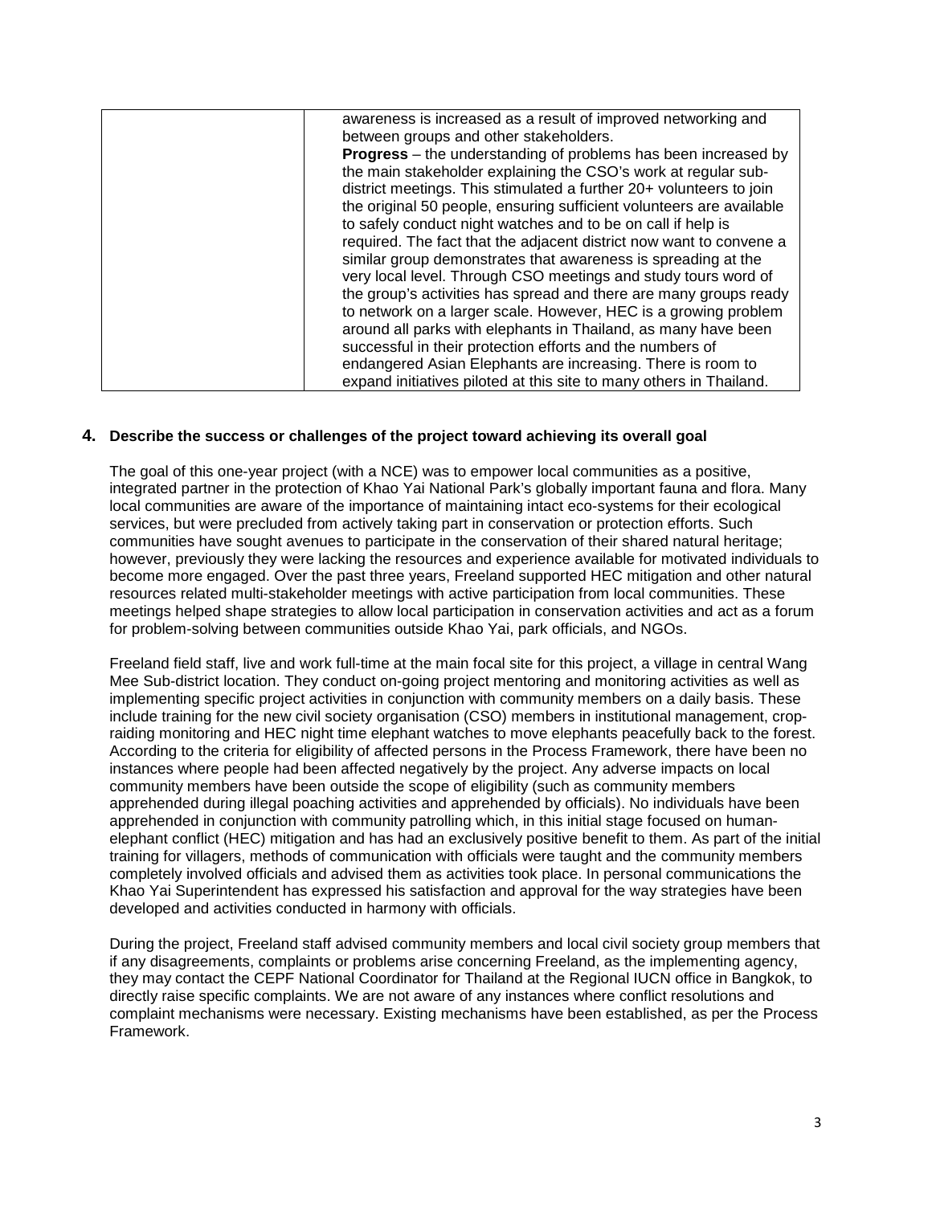| | awareness is increased as a result of improved networking and between groups and other stakeholders.<br>**Progress** – the understanding of problems has been increased by the main stakeholder explaining the CSO's work at regular sub-district meetings. This stimulated a further 20+ volunteers to join the original 50 people, ensuring sufficient volunteers are available to safely conduct night watches and to be on call if help is required. The fact that the adjacent district now want to convene a similar group demonstrates that awareness is spreading at the very local level. Through CSO meetings and study tours word of the group's activities has spread and there are many groups ready to network on a larger scale. However, HEC is a growing problem around all parks with elephants in Thailand, as many have been successful in their protection efforts and the numbers of endangered Asian Elephants are increasing. There is room to expand initiatives piloted at this site to many others in Thailand. |
|---|---|

### 4. Describe the success or challenges of the project toward achieving its overall goal

The goal of this one-year project (with a NCE) was to empower local communities as a positive, integrated partner in the protection of Khao Yai National Park's globally important fauna and flora. Many local communities are aware of the importance of maintaining intact eco-systems for their ecological services, but were precluded from actively taking part in conservation or protection efforts. Such communities have sought avenues to participate in the conservation of their shared natural heritage; however, previously they were lacking the resources and experience available for motivated individuals to become more engaged. Over the past three years, Freeland supported HEC mitigation and other natural resources related multi-stakeholder meetings with active participation from local communities. These meetings helped shape strategies to allow local participation in conservation activities and act as a forum for problem-solving between communities outside Khao Yai, park officials, and NGOs.

Freeland field staff, live and work full-time at the main focal site for this project, a village in central Wang Mee Sub-district location. They conduct on-going project mentoring and monitoring activities as well as implementing specific project activities in conjunction with community members on a daily basis. These include training for the new civil society organisation (CSO) members in institutional management, crop-raiding monitoring and HEC night time elephant watches to move elephants peacefully back to the forest. According to the criteria for eligibility of affected persons in the Process Framework, there have been no instances where people had been affected negatively by the project. Any adverse impacts on local community members have been outside the scope of eligibility (such as community members apprehended during illegal poaching activities and apprehended by officials). No individuals have been apprehended in conjunction with community patrolling which, in this initial stage focused on human-elephant conflict (HEC) mitigation and has had an exclusively positive benefit to them. As part of the initial training for villagers, methods of communication with officials were taught and the community members completely involved officials and advised them as activities took place. In personal communications the Khao Yai Superintendent has expressed his satisfaction and approval for the way strategies have been developed and activities conducted in harmony with officials.

During the project, Freeland staff advised community members and local civil society group members that if any disagreements, complaints or problems arise concerning Freeland, as the implementing agency, they may contact the CEPF National Coordinator for Thailand at the Regional IUCN office in Bangkok, to directly raise specific complaints. We are not aware of any instances where conflict resolutions and complaint mechanisms were necessary. Existing mechanisms have been established, as per the Process Framework.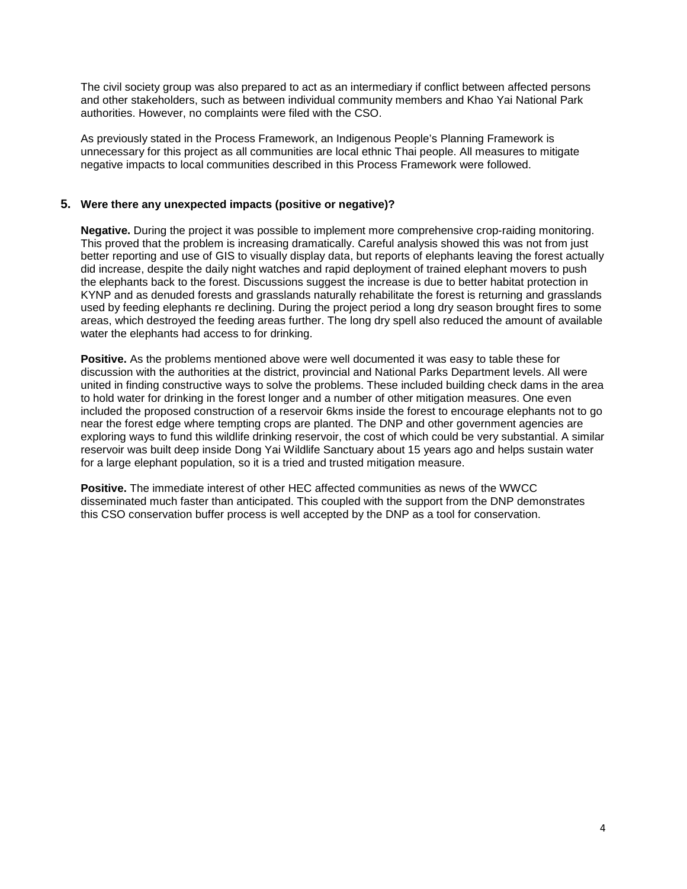The civil society group was also prepared to act as an intermediary if conflict between affected persons and other stakeholders, such as between individual community members and Khao Yai National Park authorities. However, no complaints were filed with the CSO.

As previously stated in the Process Framework, an Indigenous People's Planning Framework is unnecessary for this project as all communities are local ethnic Thai people. All measures to mitigate negative impacts to local communities described in this Process Framework were followed.

## 5. Were there any unexpected impacts (positive or negative)?

**Negative.** During the project it was possible to implement more comprehensive crop-raiding monitoring. This proved that the problem is increasing dramatically. Careful analysis showed this was not from just better reporting and use of GIS to visually display data, but reports of elephants leaving the forest actually did increase, despite the daily night watches and rapid deployment of trained elephant movers to push the elephants back to the forest. Discussions suggest the increase is due to better habitat protection in KYNP and as denuded forests and grasslands naturally rehabilitate the forest is returning and grasslands used by feeding elephants re declining. During the project period a long dry season brought fires to some areas, which destroyed the feeding areas further. The long dry spell also reduced the amount of available water the elephants had access to for drinking.

**Positive.** As the problems mentioned above were well documented it was easy to table these for discussion with the authorities at the district, provincial and National Parks Department levels. All were united in finding constructive ways to solve the problems. These included building check dams in the area to hold water for drinking in the forest longer and a number of other mitigation measures. One even included the proposed construction of a reservoir 6kms inside the forest to encourage elephants not to go near the forest edge where tempting crops are planted. The DNP and other government agencies are exploring ways to fund this wildlife drinking reservoir, the cost of which could be very substantial. A similar reservoir was built deep inside Dong Yai Wildlife Sanctuary about 15 years ago and helps sustain water for a large elephant population, so it is a tried and trusted mitigation measure.

**Positive.** The immediate interest of other HEC affected communities as news of the WWCC disseminated much faster than anticipated. This coupled with the support from the DNP demonstrates this CSO conservation buffer process is well accepted by the DNP as a tool for conservation.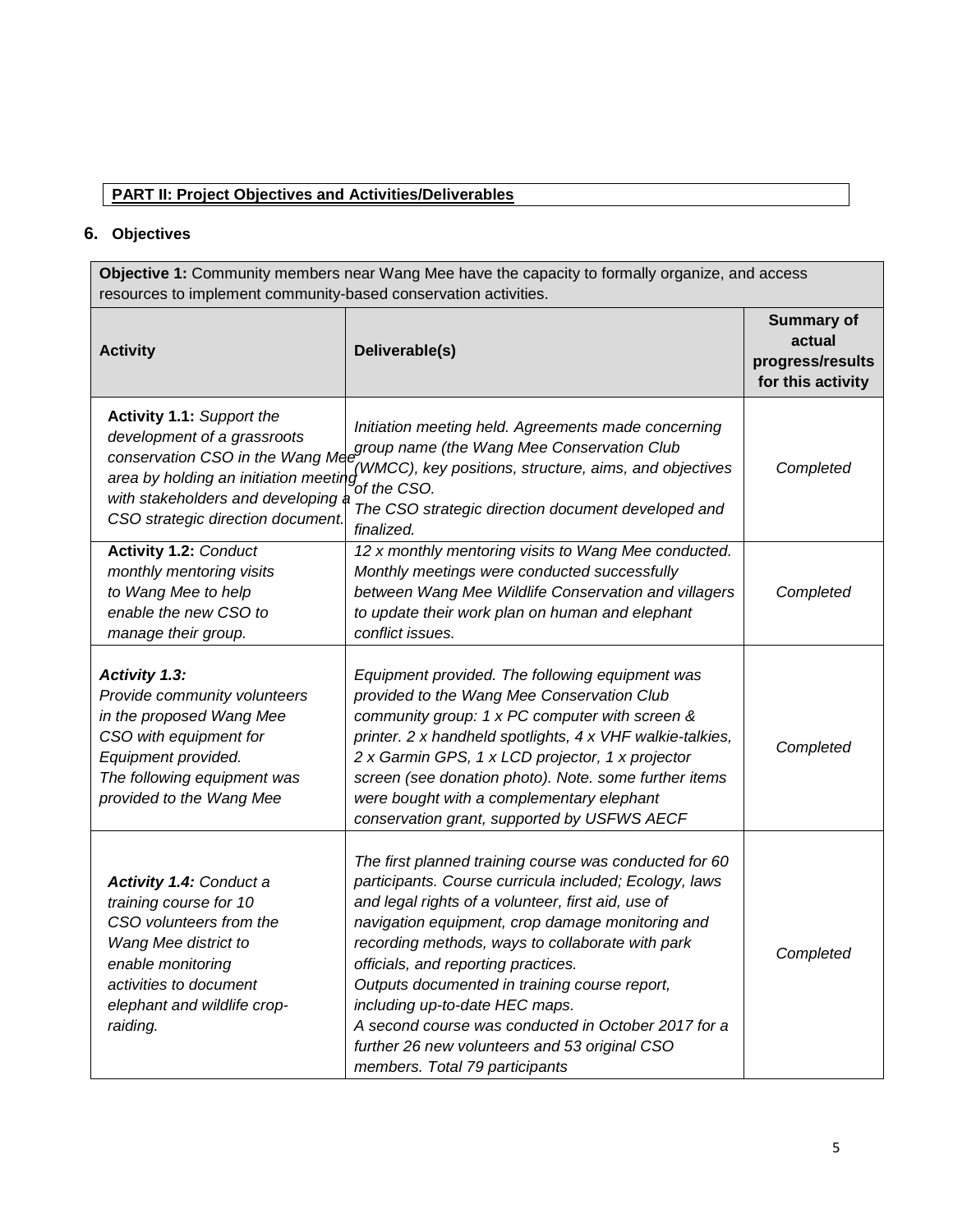**PART II: Project Objectives and Activities/Deliverables**

## 6. Objectives

| **Objective 1:** Community members near Wang Mee have the capacity to formally organize, and access resources to implement community-based conservation activities. | | |
|---|---|---|
| **Activity** | **Deliverable(s)** | **Summary of actual progress/results for this activity** |
| **Activity 1.1:** *Support the development of a grassroots conservation CSO in the Wang Mee area by holding an initiation meeting with stakeholders and developing a CSO strategic direction document.* | *Initiation meeting held. Agreements made concerning group name (the Wang Mee Conservation Club (WMCC), key positions, structure, aims, and objectives of the CSO.* *The CSO strategic direction document developed and finalized.* | *Completed* |
| **Activity 1.2:** *Conduct monthly mentoring visits to Wang Mee to help enable the new CSO to manage their group.* | *12 x monthly mentoring visits to Wang Mee conducted. Monthly meetings were conducted successfully between Wang Mee Wildlife Conservation and villagers to update their work plan on human and elephant conflict issues.* | *Completed* |
| ***Activity 1.3:*** *Provide community volunteers in the proposed Wang Mee CSO with equipment for Equipment provided. The following equipment was provided to the Wang Mee* | *Equipment provided. The following equipment was provided to the Wang Mee Conservation Club community group: 1 x PC computer with screen & printer. 2 x handheld spotlights, 4 x VHF walkie-talkies, 2 x Garmin GPS, 1 x LCD projector, 1 x projector screen (see donation photo). Note. some further items were bought with a complementary elephant conservation grant, supported by USFWS AECF* | *Completed* |
| ***Activity 1.4:*** *Conduct a training course for 10 CSO volunteers from the Wang Mee district to enable monitoring activities to document elephant and wildlife crop-raiding.* | *The first planned training course was conducted for 60 participants. Course curricula included; Ecology, laws and legal rights of a volunteer, first aid, use of navigation equipment, crop damage monitoring and recording methods, ways to collaborate with park officials, and reporting practices.* *Outputs documented in training course report, including up-to-date HEC maps.* *A second course was conducted in October 2017 for a further 26 new volunteers and 53 original CSO members. Total 79 participants* | *Completed* |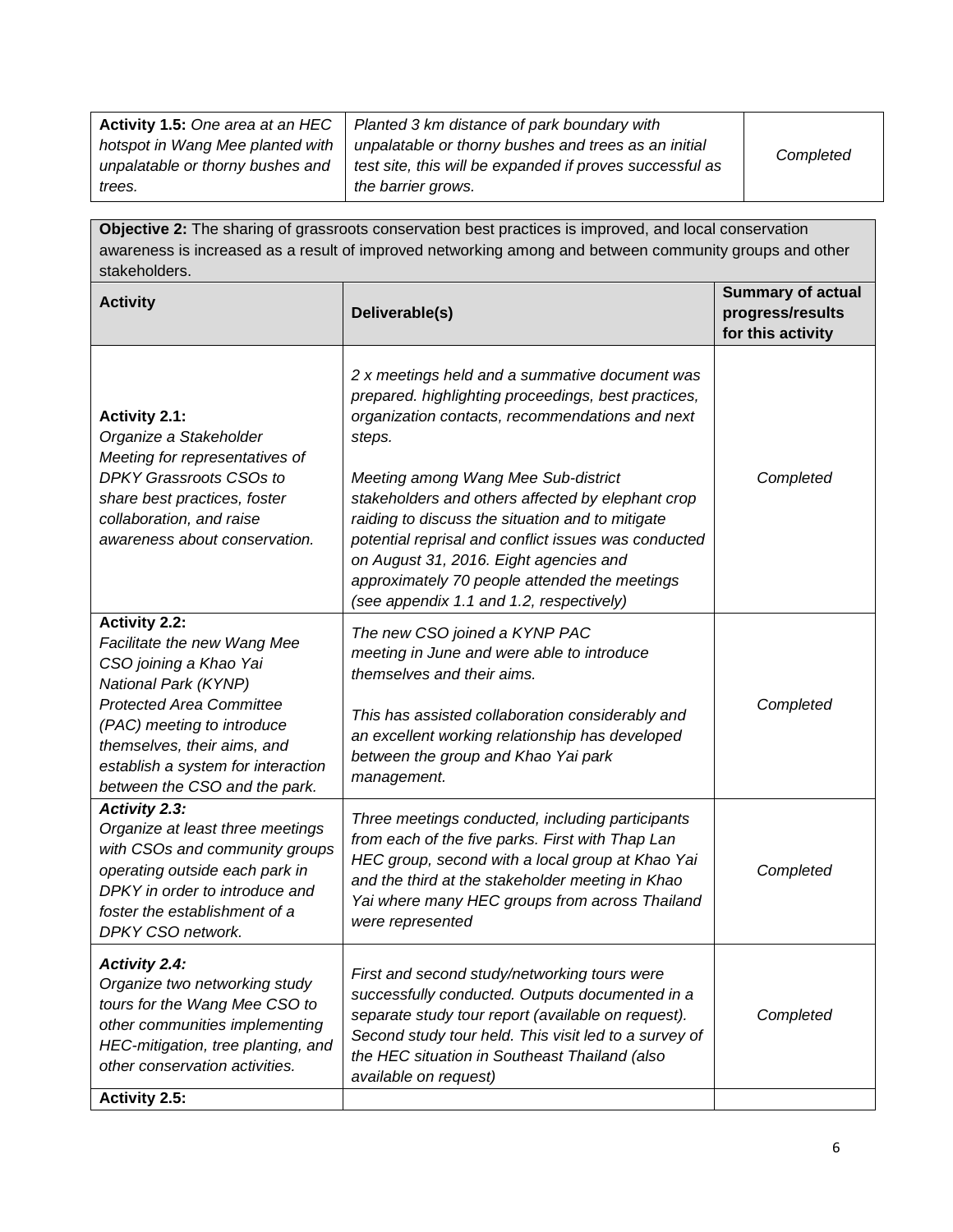| **Activity 1.5:** *One area at an HEC hotspot in Wang Mee planted with unpalatable or thorny bushes and trees.* | *Planted 3 km distance of park boundary with unpalatable or thorny bushes and trees as an initial test site, this will be expanded if proves successful as the barrier grows.* | *Completed* |
|---|---|---|

**Objective 2:** The sharing of grassroots conservation best practices is improved, and local conservation awareness is increased as a result of improved networking among and between community groups and other stakeholders.

| **Activity** | **Deliverable(s)** | **Summary of actual progress/results for this activity** |
|---|---|---|
| **Activity 2.1:** *Organize a Stakeholder Meeting for representatives of DPKY Grassroots CSOs to share best practices, foster collaboration, and raise awareness about conservation.* | *2 x meetings held and a summative document was prepared. highlighting proceedings, best practices, organization contacts, recommendations and next steps.* <br><br> *Meeting among Wang Mee Sub-district stakeholders and others affected by elephant crop raiding to discuss the situation and to mitigate potential reprisal and conflict issues was conducted on August 31, 2016. Eight agencies and approximately 70 people attended the meetings (see appendix 1.1 and 1.2, respectively)* | *Completed* |
| **Activity 2.2:** *Facilitate the new Wang Mee CSO joining a Khao Yai National Park (KYNP) Protected Area Committee (PAC) meeting to introduce themselves, their aims, and establish a system for interaction between the CSO and the park.* | *The new CSO joined a KYNP PAC meeting in June and were able to introduce themselves and their aims.* <br><br> *This has assisted collaboration considerably and an excellent working relationship has developed between the group and Khao Yai park management.* | *Completed* |
| ***Activity 2.3:*** *Organize at least three meetings with CSOs and community groups operating outside each park in DPKY in order to introduce and foster the establishment of a DPKY CSO network.* | *Three meetings conducted, including participants from each of the five parks. First with Thap Lan HEC group, second with a local group at Khao Yai and the third at the stakeholder meeting in Khao Yai where many HEC groups from across Thailand were represented* | *Completed* |
| ***Activity 2.4:*** *Organize two networking study tours for the Wang Mee CSO to other communities implementing HEC-mitigation, tree planting, and other conservation activities.* | *First and second study/networking tours were successfully conducted. Outputs documented in a separate study tour report (available on request). Second study tour held. This visit led to a survey of the HEC situation in Southeast Thailand (also available on request)* | *Completed* |
| **Activity 2.5:** | | |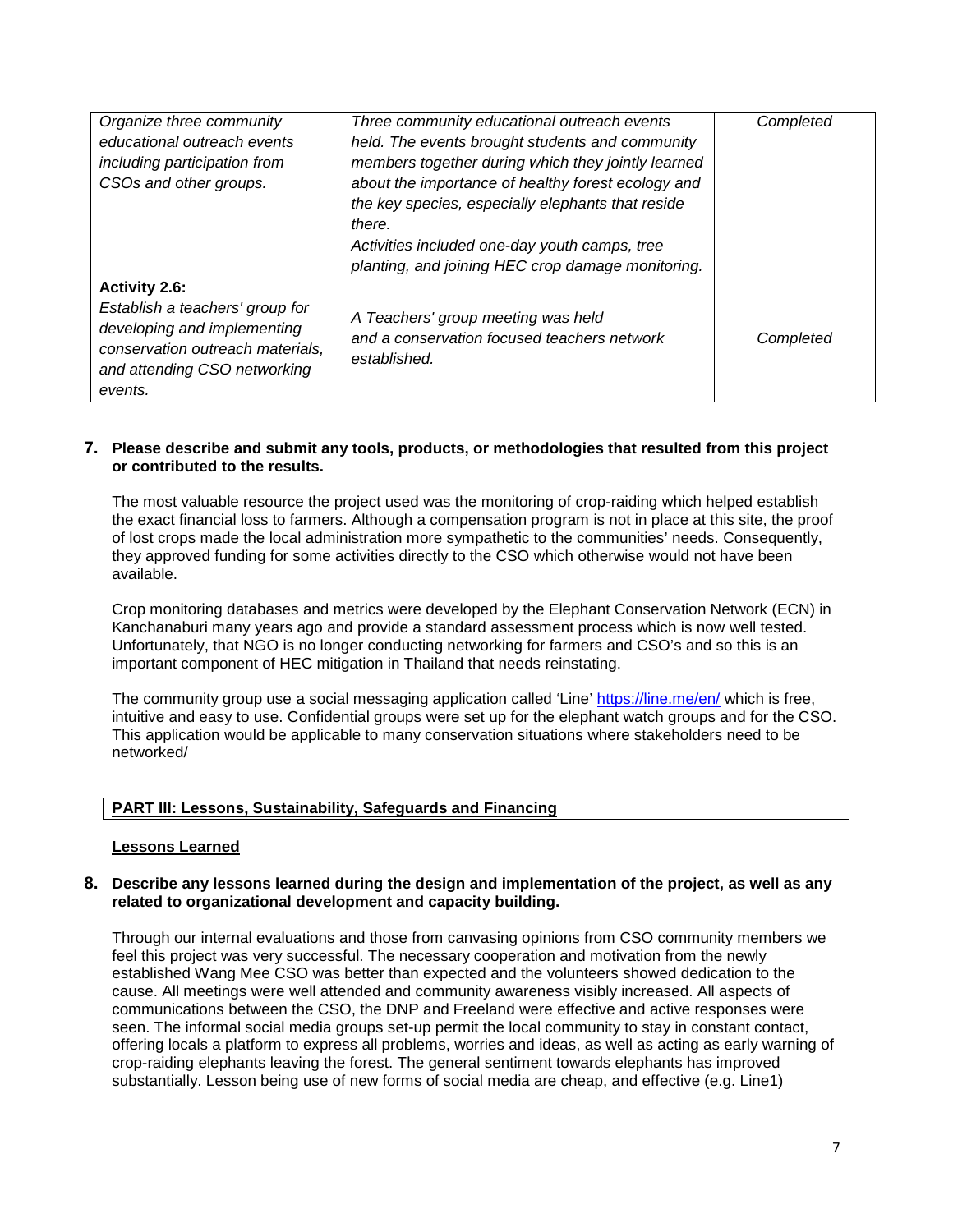| | | |
|---|---|---|
| *Organize three community educational outreach events including participation from CSOs and other groups.* | *Three community educational outreach events held. The events brought students and community members together during which they jointly learned about the importance of healthy forest ecology and the key species, especially elephants that reside there.*<br>*Activities included one-day youth camps, tree planting, and joining HEC crop damage monitoring.* | *Completed* |
| **Activity 2.6:**<br>*Establish a teachers' group for developing and implementing conservation outreach materials, and attending CSO networking events.* | *A Teachers' group meeting was held and a conservation focused teachers network established.* | *Completed* |

**7. Please describe and submit any tools, products, or methodologies that resulted from this project or contributed to the results.**

The most valuable resource the project used was the monitoring of crop-raiding which helped establish the exact financial loss to farmers. Although a compensation program is not in place at this site, the proof of lost crops made the local administration more sympathetic to the communities' needs. Consequently, they approved funding for some activities directly to the CSO which otherwise would not have been available.

Crop monitoring databases and metrics were developed by the Elephant Conservation Network (ECN) in Kanchanaburi many years ago and provide a standard assessment process which is now well tested. Unfortunately, that NGO is no longer conducting networking for farmers and CSO's and so this is an important component of HEC mitigation in Thailand that needs reinstating.

The community group use a social messaging application called 'Line' https://line.me/en/ which is free, intuitive and easy to use. Confidential groups were set up for the elephant watch groups and for the CSO. This application would be applicable to many conservation situations where stakeholders need to be networked/

## PART III: Lessons, Sustainability, Safeguards and Financing

### Lessons Learned

**8. Describe any lessons learned during the design and implementation of the project, as well as any related to organizational development and capacity building.**

Through our internal evaluations and those from canvasing opinions from CSO community members we feel this project was very successful. The necessary cooperation and motivation from the newly established Wang Mee CSO was better than expected and the volunteers showed dedication to the cause. All meetings were well attended and community awareness visibly increased. All aspects of communications between the CSO, the DNP and Freeland were effective and active responses were seen. The informal social media groups set-up permit the local community to stay in constant contact, offering locals a platform to express all problems, worries and ideas, as well as acting as early warning of crop-raiding elephants leaving the forest. The general sentiment towards elephants has improved substantially. Lesson being use of new forms of social media are cheap, and effective (e.g. Line1)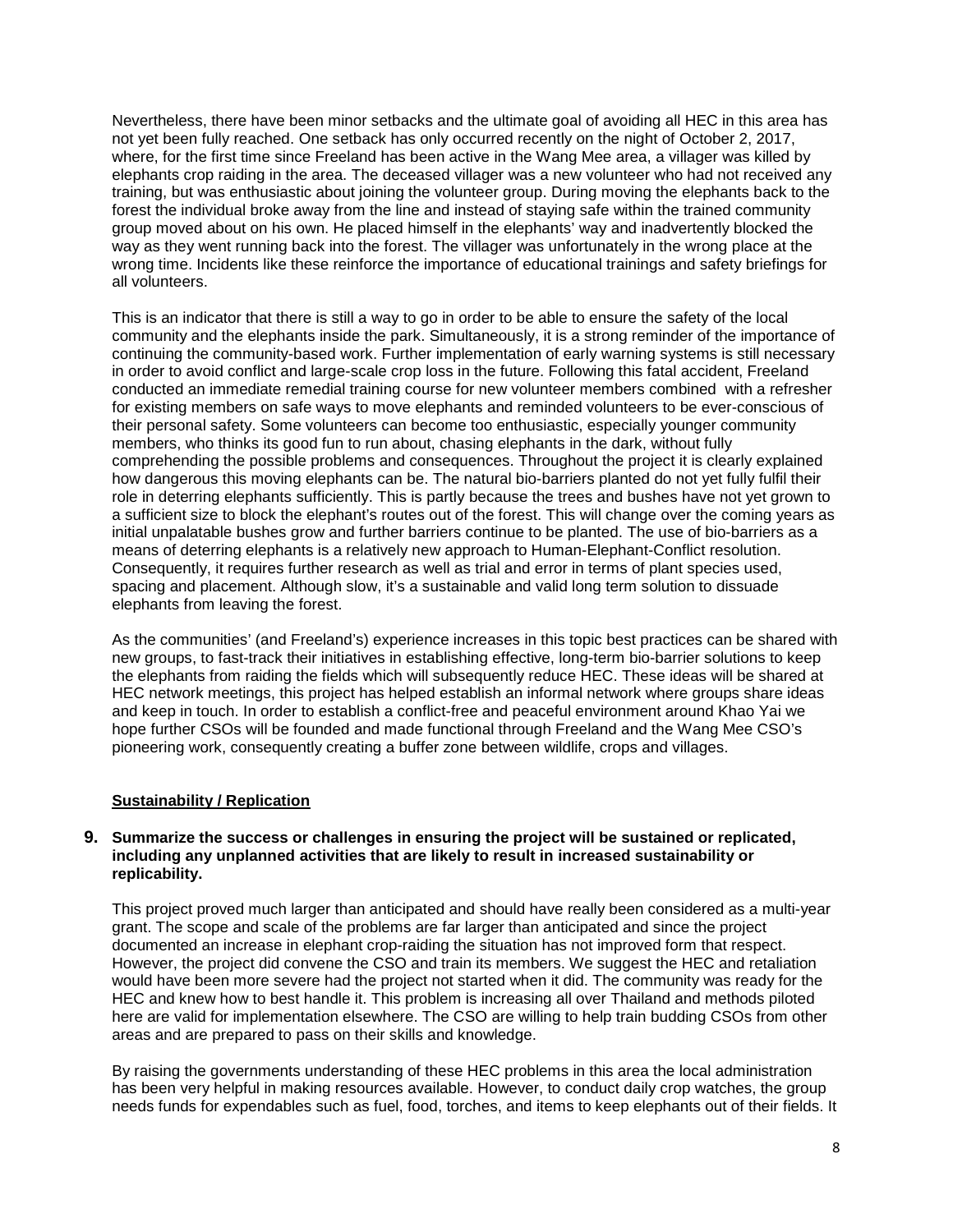Nevertheless, there have been minor setbacks and the ultimate goal of avoiding all HEC in this area has not yet been fully reached. One setback has only occurred recently on the night of October 2, 2017, where, for the first time since Freeland has been active in the Wang Mee area, a villager was killed by elephants crop raiding in the area. The deceased villager was a new volunteer who had not received any training, but was enthusiastic about joining the volunteer group. During moving the elephants back to the forest the individual broke away from the line and instead of staying safe within the trained community group moved about on his own. He placed himself in the elephants' way and inadvertently blocked the way as they went running back into the forest. The villager was unfortunately in the wrong place at the wrong time. Incidents like these reinforce the importance of educational trainings and safety briefings for all volunteers.

This is an indicator that there is still a way to go in order to be able to ensure the safety of the local community and the elephants inside the park. Simultaneously, it is a strong reminder of the importance of continuing the community-based work. Further implementation of early warning systems is still necessary in order to avoid conflict and large-scale crop loss in the future. Following this fatal accident, Freeland conducted an immediate remedial training course for new volunteer members combined with a refresher for existing members on safe ways to move elephants and reminded volunteers to be ever-conscious of their personal safety. Some volunteers can become too enthusiastic, especially younger community members, who thinks its good fun to run about, chasing elephants in the dark, without fully comprehending the possible problems and consequences. Throughout the project it is clearly explained how dangerous this moving elephants can be. The natural bio-barriers planted do not yet fully fulfil their role in deterring elephants sufficiently. This is partly because the trees and bushes have not yet grown to a sufficient size to block the elephant's routes out of the forest. This will change over the coming years as initial unpalatable bushes grow and further barriers continue to be planted. The use of bio-barriers as a means of deterring elephants is a relatively new approach to Human-Elephant-Conflict resolution. Consequently, it requires further research as well as trial and error in terms of plant species used, spacing and placement. Although slow, it's a sustainable and valid long term solution to dissuade elephants from leaving the forest.

As the communities' (and Freeland's) experience increases in this topic best practices can be shared with new groups, to fast-track their initiatives in establishing effective, long-term bio-barrier solutions to keep the elephants from raiding the fields which will subsequently reduce HEC. These ideas will be shared at HEC network meetings, this project has helped establish an informal network where groups share ideas and keep in touch. In order to establish a conflict-free and peaceful environment around Khao Yai we hope further CSOs will be founded and made functional through Freeland and the Wang Mee CSO's pioneering work, consequently creating a buffer zone between wildlife, crops and villages.

**Sustainability / Replication**

**9. Summarize the success or challenges in ensuring the project will be sustained or replicated, including any unplanned activities that are likely to result in increased sustainability or replicability.**

This project proved much larger than anticipated and should have really been considered as a multi-year grant. The scope and scale of the problems are far larger than anticipated and since the project documented an increase in elephant crop-raiding the situation has not improved form that respect. However, the project did convene the CSO and train its members. We suggest the HEC and retaliation would have been more severe had the project not started when it did. The community was ready for the HEC and knew how to best handle it. This problem is increasing all over Thailand and methods piloted here are valid for implementation elsewhere. The CSO are willing to help train budding CSOs from other areas and are prepared to pass on their skills and knowledge.

By raising the governments understanding of these HEC problems in this area the local administration has been very helpful in making resources available. However, to conduct daily crop watches, the group needs funds for expendables such as fuel, food, torches, and items to keep elephants out of their fields. It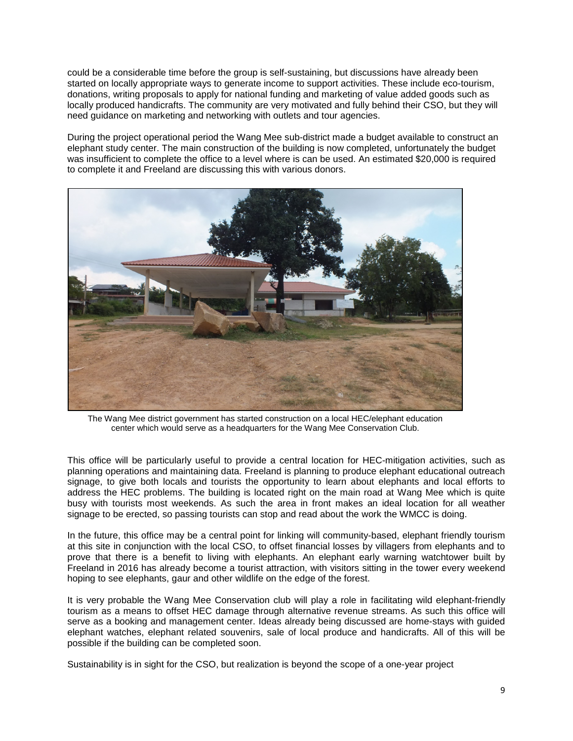could be a considerable time before the group is self-sustaining, but discussions have already been started on locally appropriate ways to generate income to support activities. These include eco-tourism, donations, writing proposals to apply for national funding and marketing of value added goods such as locally produced handicrafts. The community are very motivated and fully behind their CSO, but they will need guidance on marketing and networking with outlets and tour agencies.

During the project operational period the Wang Mee sub-district made a budget available to construct an elephant study center. The main construction of the building is now completed, unfortunately the budget was insufficient to complete the office to a level where is can be used. An estimated $20,000 is required to complete it and Freeland are discussing this with various donors.

The Wang Mee district government has started construction on a local HEC/elephant education center which would serve as a headquarters for the Wang Mee Conservation Club.

This office will be particularly useful to provide a central location for HEC-mitigation activities, such as planning operations and maintaining data. Freeland is planning to produce elephant educational outreach signage, to give both locals and tourists the opportunity to learn about elephants and local efforts to address the HEC problems. The building is located right on the main road at Wang Mee which is quite busy with tourists most weekends. As such the area in front makes an ideal location for all weather signage to be erected, so passing tourists can stop and read about the work the WMCC is doing.

In the future, this office may be a central point for linking will community-based, elephant friendly tourism at this site in conjunction with the local CSO, to offset financial losses by villagers from elephants and to prove that there is a benefit to living with elephants. An elephant early warning watchtower built by Freeland in 2016 has already become a tourist attraction, with visitors sitting in the tower every weekend hoping to see elephants, gaur and other wildlife on the edge of the forest.

It is very probable the Wang Mee Conservation club will play a role in facilitating wild elephant-friendly tourism as a means to offset HEC damage through alternative revenue streams. As such this office will serve as a booking and management center. Ideas already being discussed are home-stays with guided elephant watches, elephant related souvenirs, sale of local produce and handicrafts. All of this will be possible if the building can be completed soon.

Sustainability is in sight for the CSO, but realization is beyond the scope of a one-year project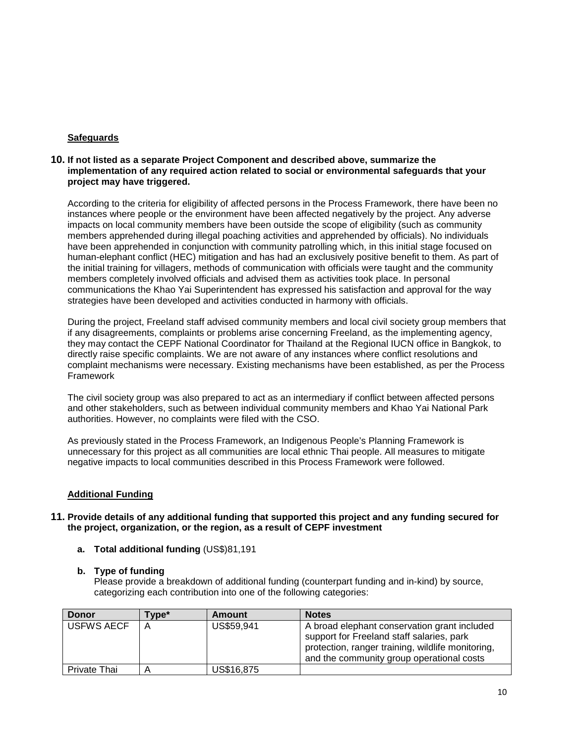**Safeguards**

**10. If not listed as a separate Project Component and described above, summarize the implementation of any required action related to social or environmental safeguards that your project may have triggered.**

According to the criteria for eligibility of affected persons in the Process Framework, there have been no instances where people or the environment have been affected negatively by the project. Any adverse impacts on local community members have been outside the scope of eligibility (such as community members apprehended during illegal poaching activities and apprehended by officials). No individuals have been apprehended in conjunction with community patrolling which, in this initial stage focused on human-elephant conflict (HEC) mitigation and has had an exclusively positive benefit to them. As part of the initial training for villagers, methods of communication with officials were taught and the community members completely involved officials and advised them as activities took place. In personal communications the Khao Yai Superintendent has expressed his satisfaction and approval for the way strategies have been developed and activities conducted in harmony with officials.

During the project, Freeland staff advised community members and local civil society group members that if any disagreements, complaints or problems arise concerning Freeland, as the implementing agency, they may contact the CEPF National Coordinator for Thailand at the Regional IUCN office in Bangkok, to directly raise specific complaints. We are not aware of any instances where conflict resolutions and complaint mechanisms were necessary. Existing mechanisms have been established, as per the Process Framework

The civil society group was also prepared to act as an intermediary if conflict between affected persons and other stakeholders, such as between individual community members and Khao Yai National Park authorities. However, no complaints were filed with the CSO.

As previously stated in the Process Framework, an Indigenous People's Planning Framework is unnecessary for this project as all communities are local ethnic Thai people. All measures to mitigate negative impacts to local communities described in this Process Framework were followed.

**Additional Funding**

**11. Provide details of any additional funding that supported this project and any funding secured for the project, organization, or the region, as a result of CEPF investment**

**a. Total additional funding** (US$)81,191

**b. Type of funding**
Please provide a breakdown of additional funding (counterpart funding and in-kind) by source, categorizing each contribution into one of the following categories:

| Donor | Type* | Amount | Notes |
|---|---|---|---|
| USFWS AECF | A | US$59,941 | A broad elephant conservation grant included support for Freeland staff salaries, park protection, ranger training, wildlife monitoring, and the community group operational costs |
| Private Thai | A | US$16,875 | |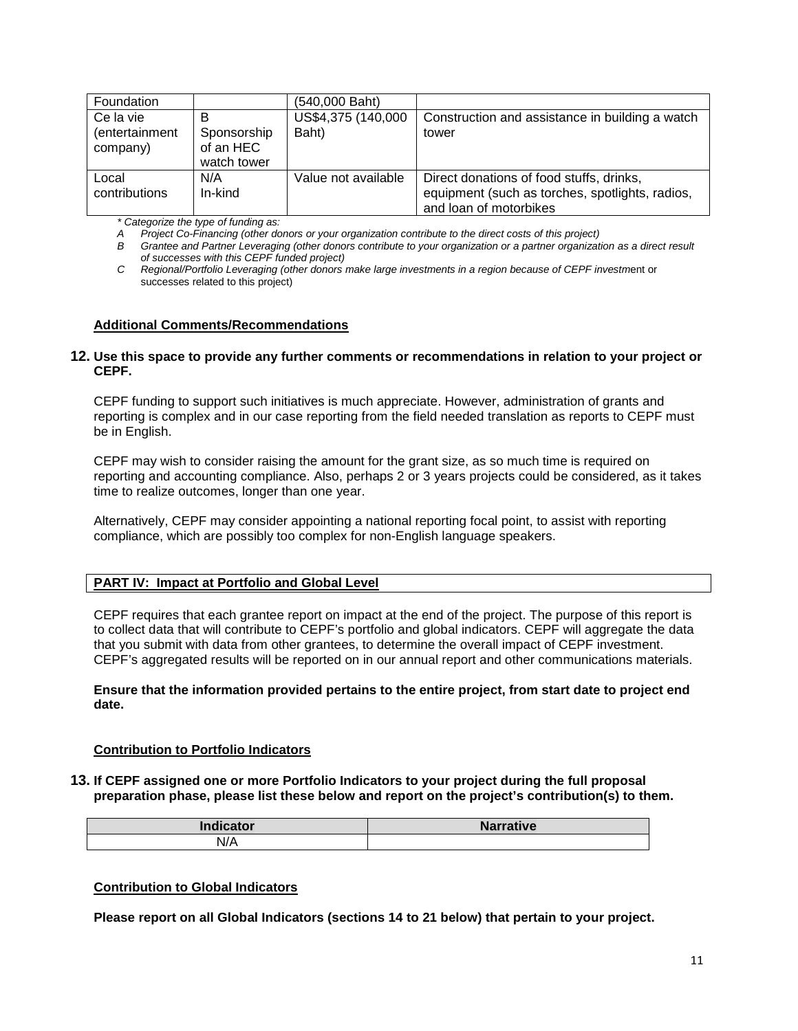| Foundation | | (540,000 Baht) | |
|---|---|---|---|
| Ce la vie (entertainment company) | B Sponsorship of an HEC watch tower | US$4,375 (140,000 Baht) | Construction and assistance in building a watch tower |
| Local contributions | N/A In-kind | Value not available | Direct donations of food stuffs, drinks, equipment (such as torches, spotlights, radios, and loan of motorbikes |

*\* Categorize the type of funding as:*

*A Project Co-Financing (other donors or your organization contribute to the direct costs of this project)*

*B Grantee and Partner Leveraging (other donors contribute to your organization or a partner organization as a direct result of successes with this CEPF funded project)*

*C Regional/Portfolio Leveraging (other donors make large investments in a region because of CEPF investm*ent or successes related to this project)

**Additional Comments/Recommendations**

**12. Use this space to provide any further comments or recommendations in relation to your project or CEPF.**

CEPF funding to support such initiatives is much appreciate. However, administration of grants and reporting is complex and in our case reporting from the field needed translation as reports to CEPF must be in English.

CEPF may wish to consider raising the amount for the grant size, as so much time is required on reporting and accounting compliance. Also, perhaps 2 or 3 years projects could be considered, as it takes time to realize outcomes, longer than one year.

Alternatively, CEPF may consider appointing a national reporting focal point, to assist with reporting compliance, which are possibly too complex for non-English language speakers.

## PART IV: Impact at Portfolio and Global Level

CEPF requires that each grantee report on impact at the end of the project. The purpose of this report is to collect data that will contribute to CEPF's portfolio and global indicators. CEPF will aggregate the data that you submit with data from other grantees, to determine the overall impact of CEPF investment. CEPF's aggregated results will be reported on in our annual report and other communications materials.

**Ensure that the information provided pertains to the entire project, from start date to project end date.**

**Contribution to Portfolio Indicators**

**13. If CEPF assigned one or more Portfolio Indicators to your project during the full proposal preparation phase, please list these below and report on the project's contribution(s) to them.**

| Indicator | Narrative |
|---|---|
| N/A | |

**Contribution to Global Indicators**

**Please report on all Global Indicators (sections 14 to 21 below) that pertain to your project.**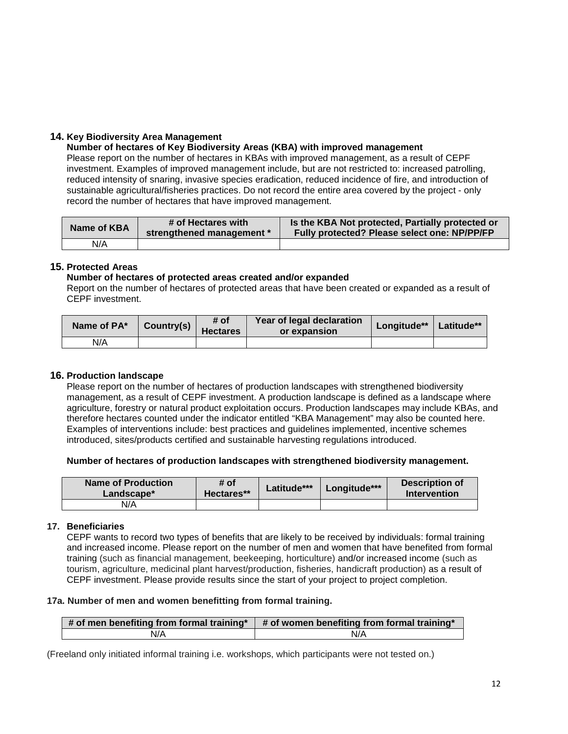## 14. Key Biodiversity Area Management

**Number of hectares of Key Biodiversity Areas (KBA) with improved management**

Please report on the number of hectares in KBAs with improved management, as a result of CEPF investment. Examples of improved management include, but are not restricted to: increased patrolling, reduced intensity of snaring, invasive species eradication, reduced incidence of fire, and introduction of sustainable agricultural/fisheries practices. Do not record the entire area covered by the project - only record the number of hectares that have improved management.

| Name of KBA | # of Hectares with strengthened management * | Is the KBA Not protected, Partially protected or Fully protected? Please select one: NP/PP/FP |
|---|---|---|
| N/A | | |

## 15. Protected Areas

**Number of hectares of protected areas created and/or expanded**

Report on the number of hectares of protected areas that have been created or expanded as a result of CEPF investment.

| Name of PA* | Country(s) | # of Hectares | Year of legal declaration or expansion | Longitude** | Latitude** |
|---|---|---|---|---|---|
| N/A | | | | | |

## 16. Production landscape

Please report on the number of hectares of production landscapes with strengthened biodiversity management, as a result of CEPF investment. A production landscape is defined as a landscape where agriculture, forestry or natural product exploitation occurs. Production landscapes may include KBAs, and therefore hectares counted under the indicator entitled "KBA Management" may also be counted here. Examples of interventions include: best practices and guidelines implemented, incentive schemes introduced, sites/products certified and sustainable harvesting regulations introduced.

**Number of hectares of production landscapes with strengthened biodiversity management.**

| Name of Production Landscape* | # of Hectares** | Latitude*** | Longitude*** | Description of Intervention |
|---|---|---|---|---|
| N/A | | | | |

## 17. Beneficiaries

CEPF wants to record two types of benefits that are likely to be received by individuals: formal training and increased income. Please report on the number of men and women that have benefited from formal training (such as financial management, beekeeping, horticulture) and/or increased income (such as tourism, agriculture, medicinal plant harvest/production, fisheries, handicraft production) as a result of CEPF investment. Please provide results since the start of your project to project completion.

### 17a. Number of men and women benefitting from formal training.

| # of men benefiting from formal training* | # of women benefiting from formal training* |
|---|---|
| N/A | N/A |

(Freeland only initiated informal training i.e. workshops, which participants were not tested on.)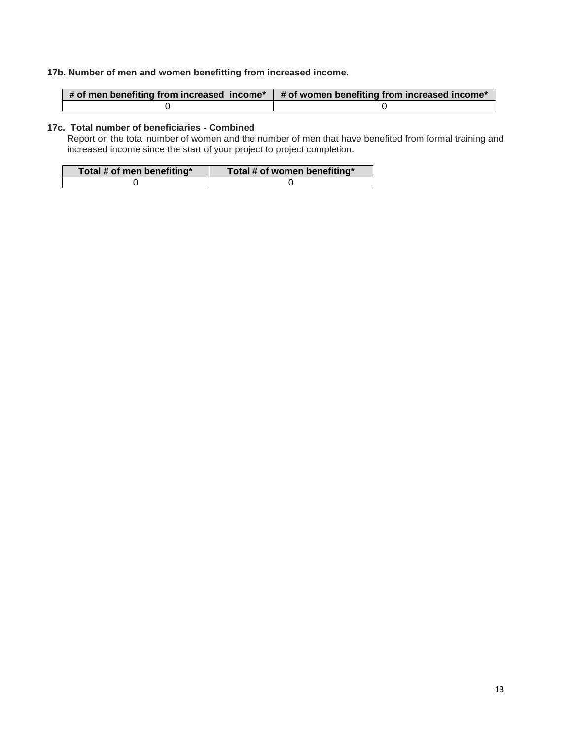**17b. Number of men and women benefitting from increased income.**

| # of men benefiting from increased income* | # of women benefiting from increased income* |
| --- | --- |
| 0 | 0 |

**17c. Total number of beneficiaries - Combined**

Report on the total number of women and the number of men that have benefited from formal training and increased income since the start of your project to project completion.

| Total # of men benefiting* | Total # of women benefiting* |
| --- | --- |
| 0 | 0 |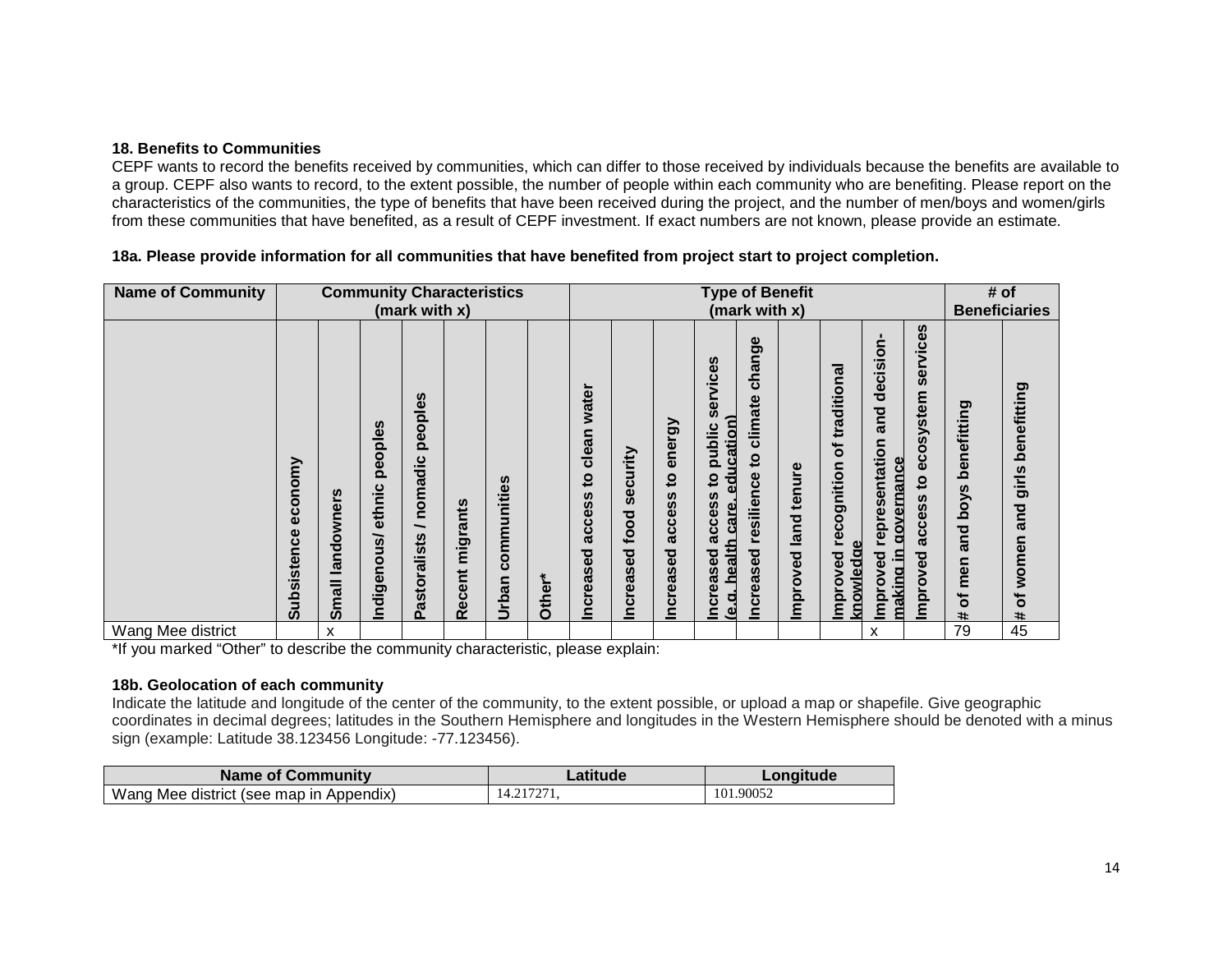### 18. Benefits to Communities

CEPF wants to record the benefits received by communities, which can differ to those received by individuals because the benefits are available to a group. CEPF also wants to record, to the extent possible, the number of people within each community who are benefiting. Please report on the characteristics of the communities, the type of benefits that have been received during the project, and the number of men/boys and women/girls from these communities that have benefited, as a result of CEPF investment. If exact numbers are not known, please provide an estimate.

**18a. Please provide information for all communities that have benefited from project start to project completion.**

| Name of Community | Community Characteristics (mark with x) | | | | | | | Type of Benefit (mark with x) | | | | | | | | | # of Beneficiaries | |
|---|---|---|---|---|---|---|---|---|---|---|---|---|---|---|---|---|---|---|
| | Subsistence economy | Small landowners | Indigenous/ ethnic peoples | Pastoralists / nomadic peoples | Recent migrants | Urban communities | Other* | Increased access to clean water | Increased food security | Increased access to energy | Increased access to public services (e.g. health care, education) | Increased resilience to climate change | Improved land tenure | Improved recognition of traditional knowledge | Improved representation and decision-making in governance | Improved access to ecosystem services | # of men and boys benefitting | # of women and girls benefitting |
| Wang Mee district | | x | | | | | | | | | | | | | x | | 79 | 45 |

*If you marked "Other" to describe the community characteristic, please explain:

**18b. Geolocation of each community**

Indicate the latitude and longitude of the center of the community, to the extent possible, or upload a map or shapefile. Give geographic coordinates in decimal degrees; latitudes in the Southern Hemisphere and longitudes in the Western Hemisphere should be denoted with a minus sign (example: Latitude 38.123456 Longitude: -77.123456).

| Name of Community | Latitude | Longitude |
|---|---|---|
| Wang Mee district (see map in Appendix) | 14.217271, | 101.90052 |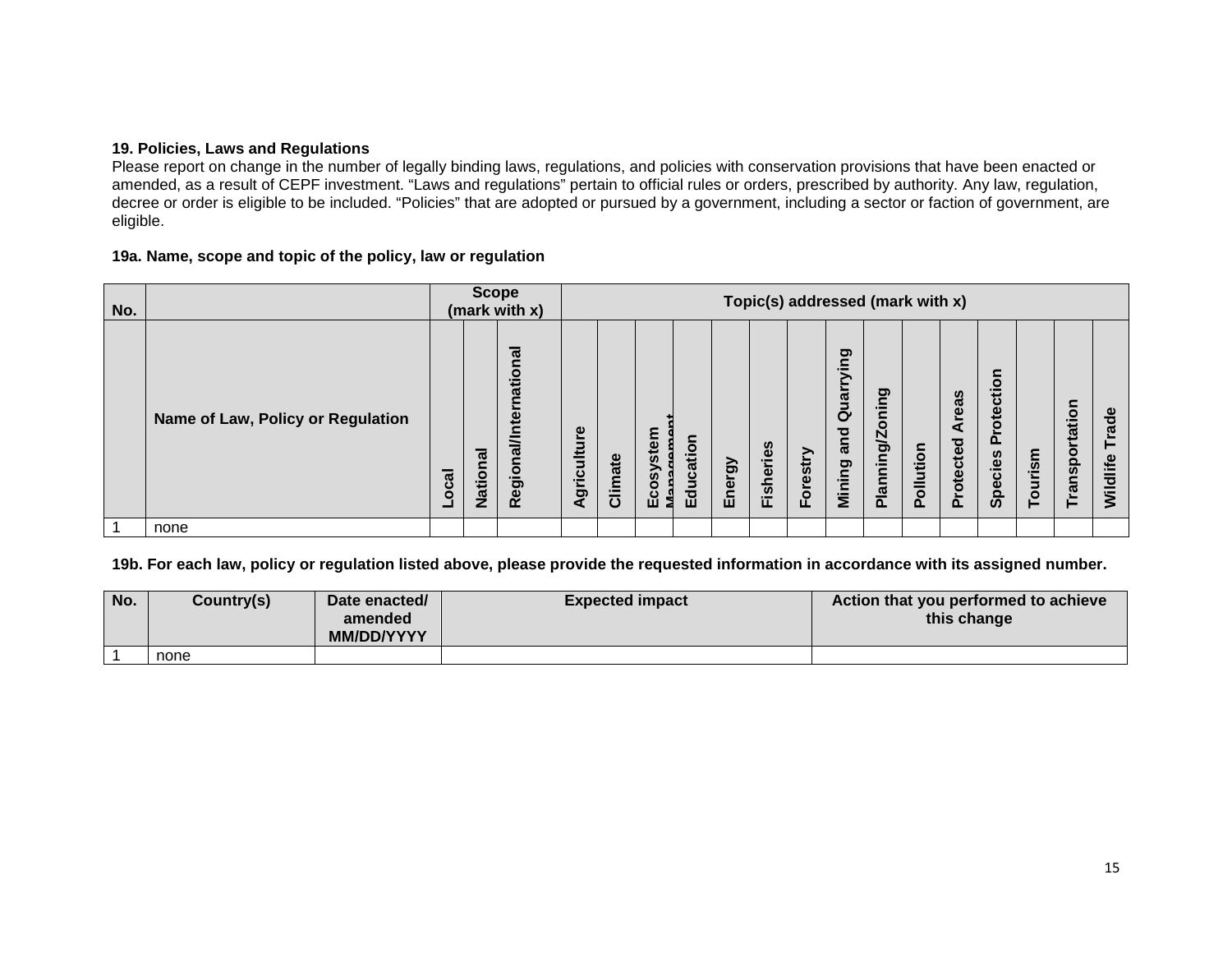**19. Policies, Laws and Regulations**

Please report on change in the number of legally binding laws, regulations, and policies with conservation provisions that have been enacted or amended, as a result of CEPF investment. "Laws and regulations" pertain to official rules or orders, prescribed by authority. Any law, regulation, decree or order is eligible to be included. "Policies" that are adopted or pursued by a government, including a sector or faction of government, are eligible.

**19a. Name, scope and topic of the policy, law or regulation**

| No. | | Scope (mark with x) | | | Topic(s) addressed (mark with x) | | | | | | | | | | | | | | | |
|---|---|---|---|---|---|---|---|---|---|---|---|---|---|---|---|---|---|---|---|---|
| | **Name of Law, Policy or Regulation** | **Local** | **National** | **Regional/International** | **Agriculture** | **Climate** | **Ecosystem Management** | **Education** | **Energy** | **Fisheries** | **Forestry** | **Mining and Quarrying** | **Planning/Zoning** | **Pollution** | **Protected Areas** | **Species Protection** | **Tourism** | **Transportation** | **Wildlife Trade** |
| 1 | none | | | | | | | | | | | | | | | | | | |

**19b. For each law, policy or regulation listed above, please provide the requested information in accordance with its assigned number.**

| No. | Country(s) | Date enacted/ amended MM/DD/YYYY | Expected impact | Action that you performed to achieve this change |
|---|---|---|---|---|
| 1 | none | | | |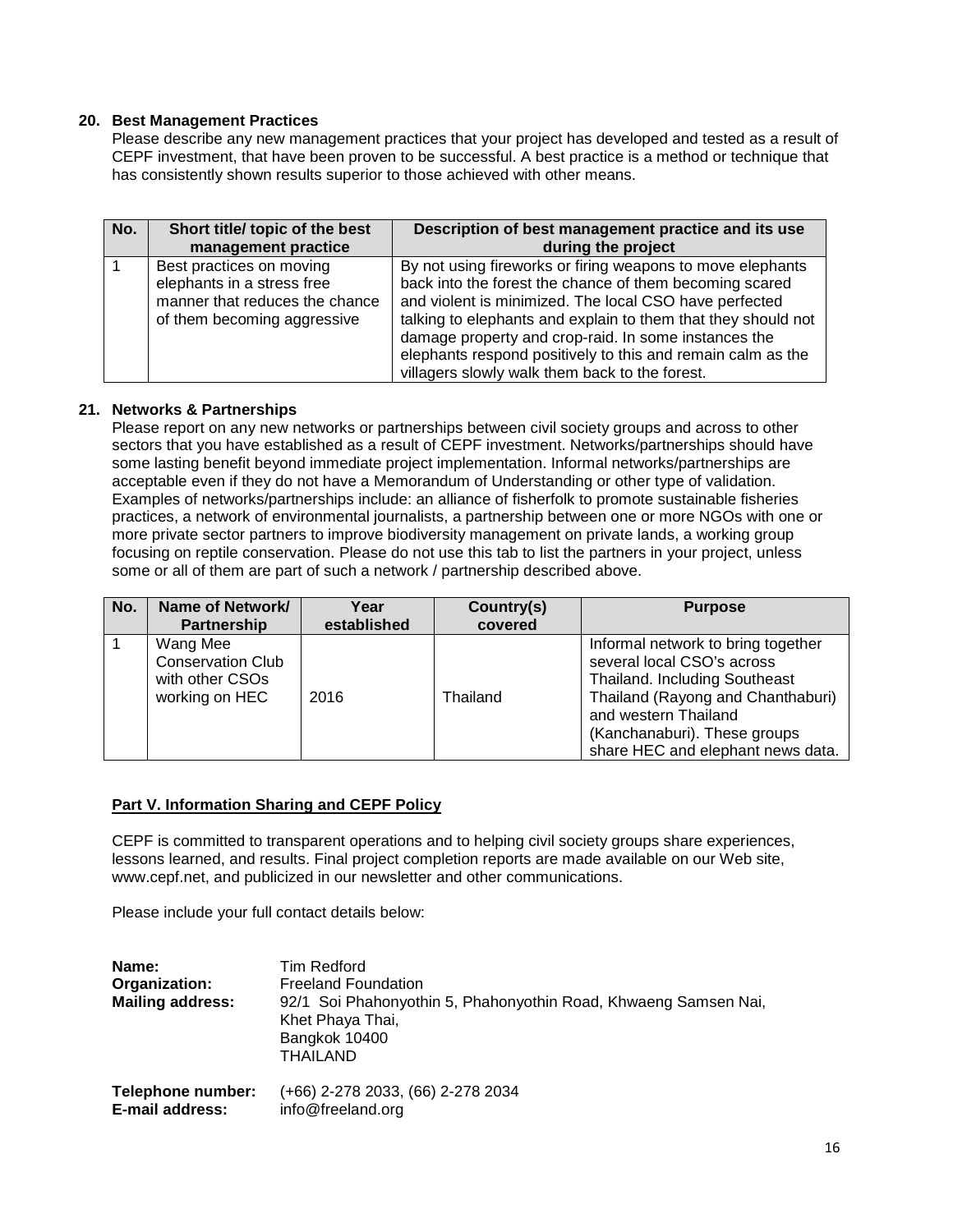### 20. Best Management Practices

Please describe any new management practices that your project has developed and tested as a result of CEPF investment, that have been proven to be successful. A best practice is a method or technique that has consistently shown results superior to those achieved with other means.

| No. | Short title/ topic of the best management practice | Description of best management practice and its use during the project |
|---|---|---|
| 1 | Best practices on moving elephants in a stress free manner that reduces the chance of them becoming aggressive | By not using fireworks or firing weapons to move elephants back into the forest the chance of them becoming scared and violent is minimized. The local CSO have perfected talking to elephants and explain to them that they should not damage property and crop-raid. In some instances the elephants respond positively to this and remain calm as the villagers slowly walk them back to the forest. |

### 21. Networks & Partnerships

Please report on any new networks or partnerships between civil society groups and across to other sectors that you have established as a result of CEPF investment. Networks/partnerships should have some lasting benefit beyond immediate project implementation. Informal networks/partnerships are acceptable even if they do not have a Memorandum of Understanding or other type of validation. Examples of networks/partnerships include: an alliance of fisherfolk to promote sustainable fisheries practices, a network of environmental journalists, a partnership between one or more NGOs with one or more private sector partners to improve biodiversity management on private lands, a working group focusing on reptile conservation. Please do not use this tab to list the partners in your project, unless some or all of them are part of such a network / partnership described above.

| No. | Name of Network/ Partnership | Year established | Country(s) covered | Purpose |
|---|---|---|---|---|
| 1 | Wang Mee Conservation Club with other CSOs working on HEC | 2016 | Thailand | Informal network to bring together several local CSO's across Thailand. Including Southeast Thailand (Rayong and Chanthaburi) and western Thailand (Kanchanaburi). These groups share HEC and elephant news data. |

## Part V. Information Sharing and CEPF Policy

CEPF is committed to transparent operations and to helping civil society groups share experiences, lessons learned, and results. Final project completion reports are made available on our Web site, www.cepf.net, and publicized in our newsletter and other communications.

Please include your full contact details below:

**Name:** Tim Redford
**Organization:** Freeland Foundation
**Mailing address:** 92/1 Soi Phahonyothin 5, Phahonyothin Road, Khwaeng Samsen Nai, Khet Phaya Thai, Bangkok 10400 THAILAND

**Telephone number:** (+66) 2-278 2033, (66) 2-278 2034
**E-mail address:** info@freeland.org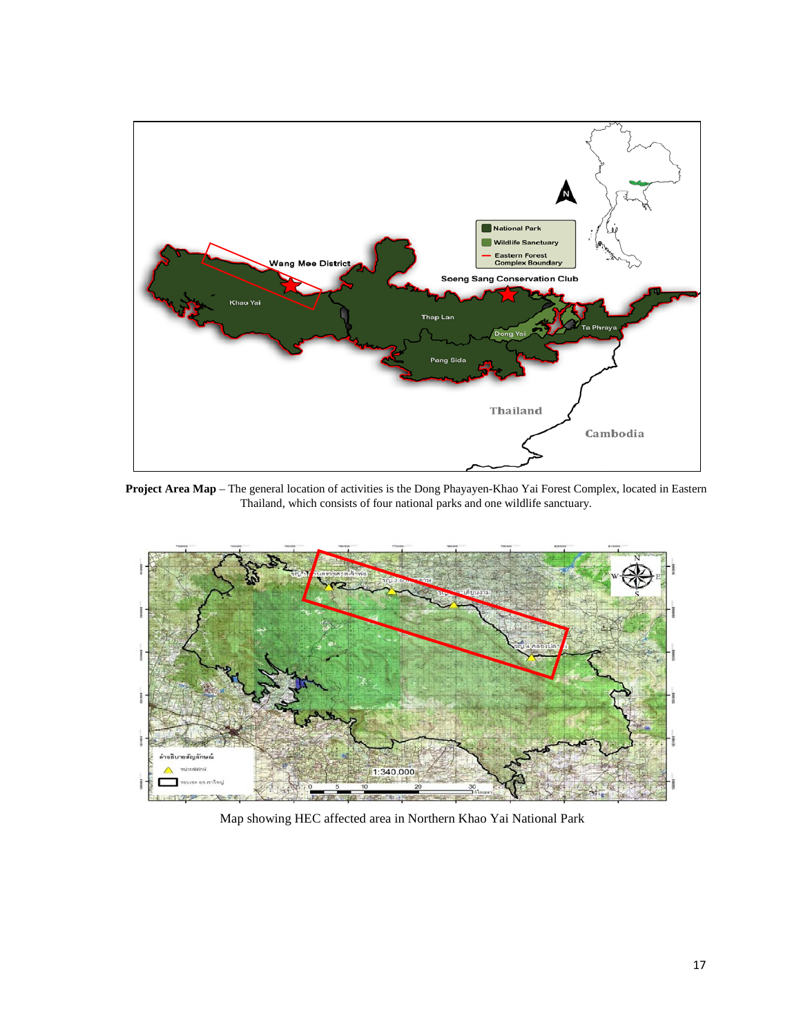**Project Area Map** – The general location of activities is the Dong Phayayen-Khao Yai Forest Complex, located in Eastern Thailand, which consists of four national parks and one wildlife sanctuary.

Map showing HEC affected area in Northern Khao Yai National Park